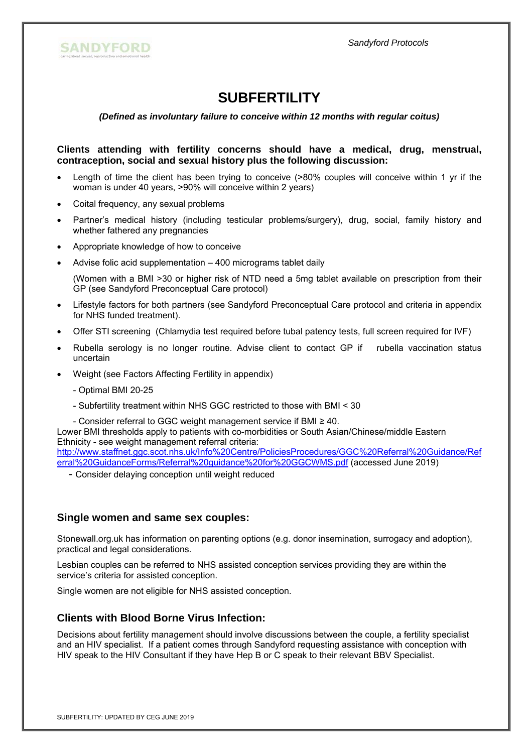# SUBFERTILITY

***(Defined as involuntary failure to conceive within 12 months with regular coitus)***

**Clients attending with fertility concerns should have a medical, drug, menstrual, contraception, social and sexual history plus the following discussion:**

- Length of time the client has been trying to conceive (>80% couples will conceive within 1 yr if the woman is under 40 years, >90% will conceive within 2 years)
- Coital frequency, any sexual problems
- Partner's medical history (including testicular problems/surgery), drug, social, family history and whether fathered any pregnancies
- Appropriate knowledge of how to conceive
- Advise folic acid supplementation – 400 micrograms tablet daily

  (Women with a BMI >30 or higher risk of NTD need a 5mg tablet available on prescription from their GP (see Sandyford Preconceptual Care protocol)
- Lifestyle factors for both partners (see Sandyford Preconceptual Care protocol and criteria in appendix for NHS funded treatment).
- Offer STI screening (Chlamydia test required before tubal patency tests, full screen required for IVF)
- Rubella serology is no longer routine. Advise client to contact GP if rubella vaccination status uncertain
- Weight (see Factors Affecting Fertility in appendix)

  - Optimal BMI 20-25
  - Subfertility treatment within NHS GGC restricted to those with BMI < 30
  - Consider referral to GGC weight management service if BMI ≥ 40.

Lower BMI thresholds apply to patients with co-morbidities or South Asian/Chinese/middle Eastern Ethnicity - see weight management referral criteria:
http://www.staffnet.ggc.scot.nhs.uk/Info%20Centre/PoliciesProcedures/GGC%20Referral%20Guidance/Referral%20GuidanceForms/Referral%20guidance%20for%20GGCWMS.pdf (accessed June 2019)

- Consider delaying conception until weight reduced

## Single women and same sex couples:

Stonewall.org.uk has information on parenting options (e.g. donor insemination, surrogacy and adoption), practical and legal considerations.

Lesbian couples can be referred to NHS assisted conception services providing they are within the service's criteria for assisted conception.

Single women are not eligible for NHS assisted conception.

## Clients with Blood Borne Virus Infection:

Decisions about fertility management should involve discussions between the couple, a fertility specialist and an HIV specialist. If a patient comes through Sandyford requesting assistance with conception with HIV speak to the HIV Consultant if they have Hep B or C speak to their relevant BBV Specialist.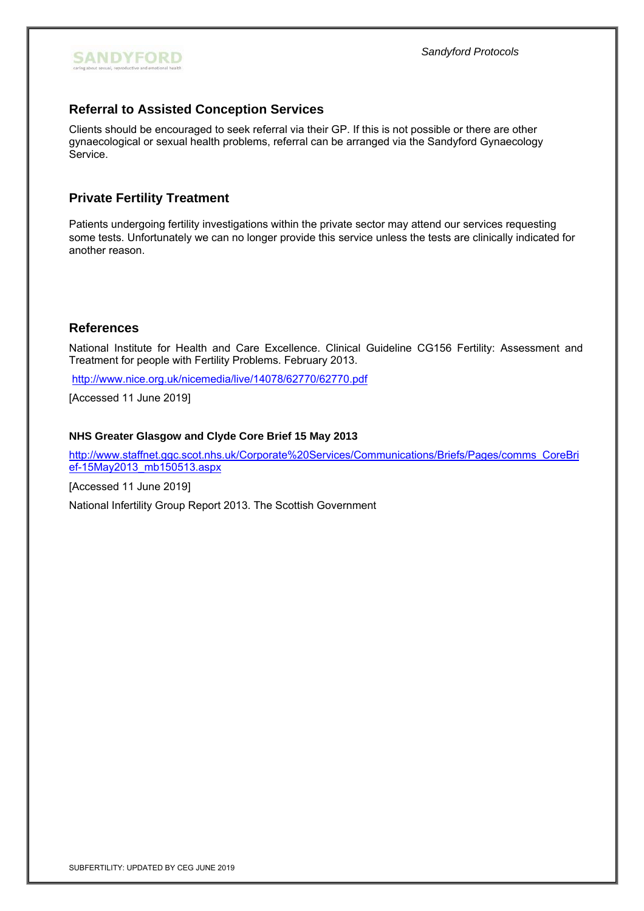## Referral to Assisted Conception Services

Clients should be encouraged to seek referral via their GP. If this is not possible or there are other gynaecological or sexual health problems, referral can be arranged via the Sandyford Gynaecology Service.

## Private Fertility Treatment

Patients undergoing fertility investigations within the private sector may attend our services requesting some tests. Unfortunately we can no longer provide this service unless the tests are clinically indicated for another reason.

## References

National Institute for Health and Care Excellence. Clinical Guideline CG156 Fertility: Assessment and Treatment for people with Fertility Problems. February 2013.

http://www.nice.org.uk/nicemedia/live/14078/62770/62770.pdf

[Accessed 11 June 2019]

**NHS Greater Glasgow and Clyde Core Brief 15 May 2013**

http://www.staffnet.ggc.scot.nhs.uk/Corporate%20Services/Communications/Briefs/Pages/comms_CoreBrief-15May2013_mb150513.aspx

[Accessed 11 June 2019]

National Infertility Group Report 2013. The Scottish Government

SUBFERTILITY: UPDATED BY CEG JUNE 2019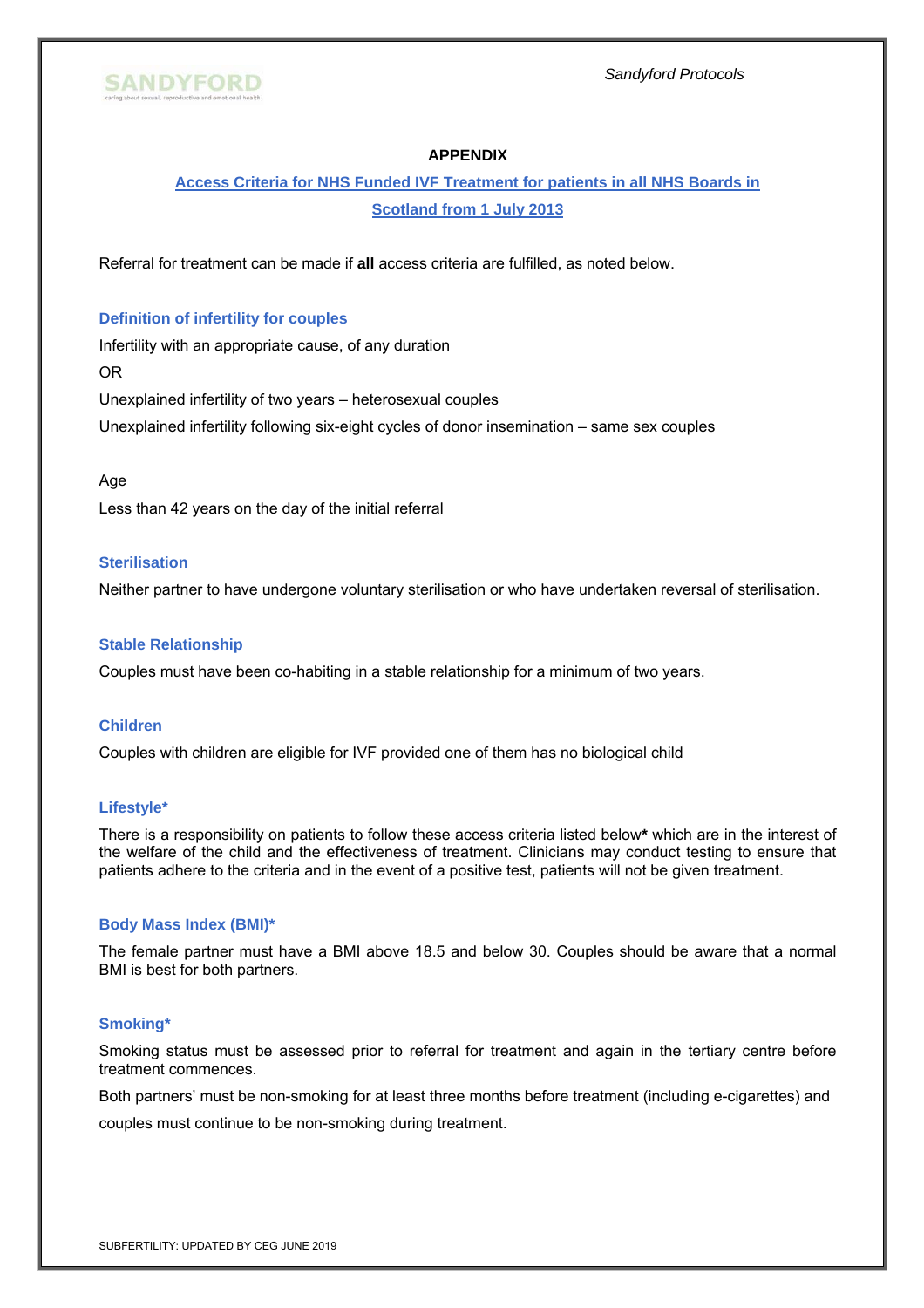**APPENDIX**

## Access Criteria for NHS Funded IVF Treatment for patients in all NHS Boards in Scotland from 1 July 2013

Referral for treatment can be made if **all** access criteria are fulfilled, as noted below.

### Definition of infertility for couples

Infertility with an appropriate cause, of any duration

OR

Unexplained infertility of two years – heterosexual couples

Unexplained infertility following six-eight cycles of donor insemination – same sex couples

Age

Less than 42 years on the day of the initial referral

### Sterilisation

Neither partner to have undergone voluntary sterilisation or who have undertaken reversal of sterilisation.

### Stable Relationship

Couples must have been co-habiting in a stable relationship for a minimum of two years.

### Children

Couples with children are eligible for IVF provided one of them has no biological child

### Lifestyle*

There is a responsibility on patients to follow these access criteria listed below**\*** which are in the interest of the welfare of the child and the effectiveness of treatment. Clinicians may conduct testing to ensure that patients adhere to the criteria and in the event of a positive test, patients will not be given treatment.

### Body Mass Index (BMI)*

The female partner must have a BMI above 18.5 and below 30. Couples should be aware that a normal BMI is best for both partners.

### Smoking*

Smoking status must be assessed prior to referral for treatment and again in the tertiary centre before treatment commences.

Both partners' must be non-smoking for at least three months before treatment (including e-cigarettes) and couples must continue to be non-smoking during treatment.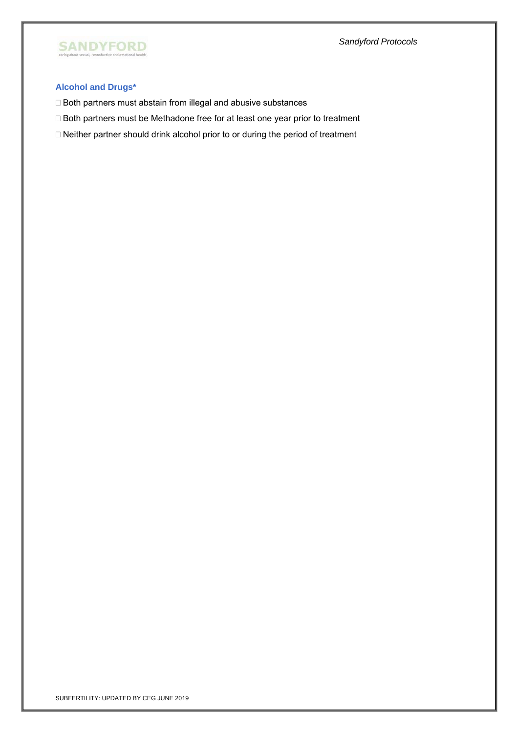### Alkohol and Drugs*

- Both partners must abstain from illegal and abusive substances
- Both partners must be Methadone free for at least one year prior to treatment
- Neither partner should drink alcohol prior to or during the period of treatment

### Alcohol and Drugs*

- Both partners must abstain from illegal and abusive substances
- Both partners must be Methadone free for at least one year prior to treatment
- Neither partner should drink alcohol prior to or during the period of treatment